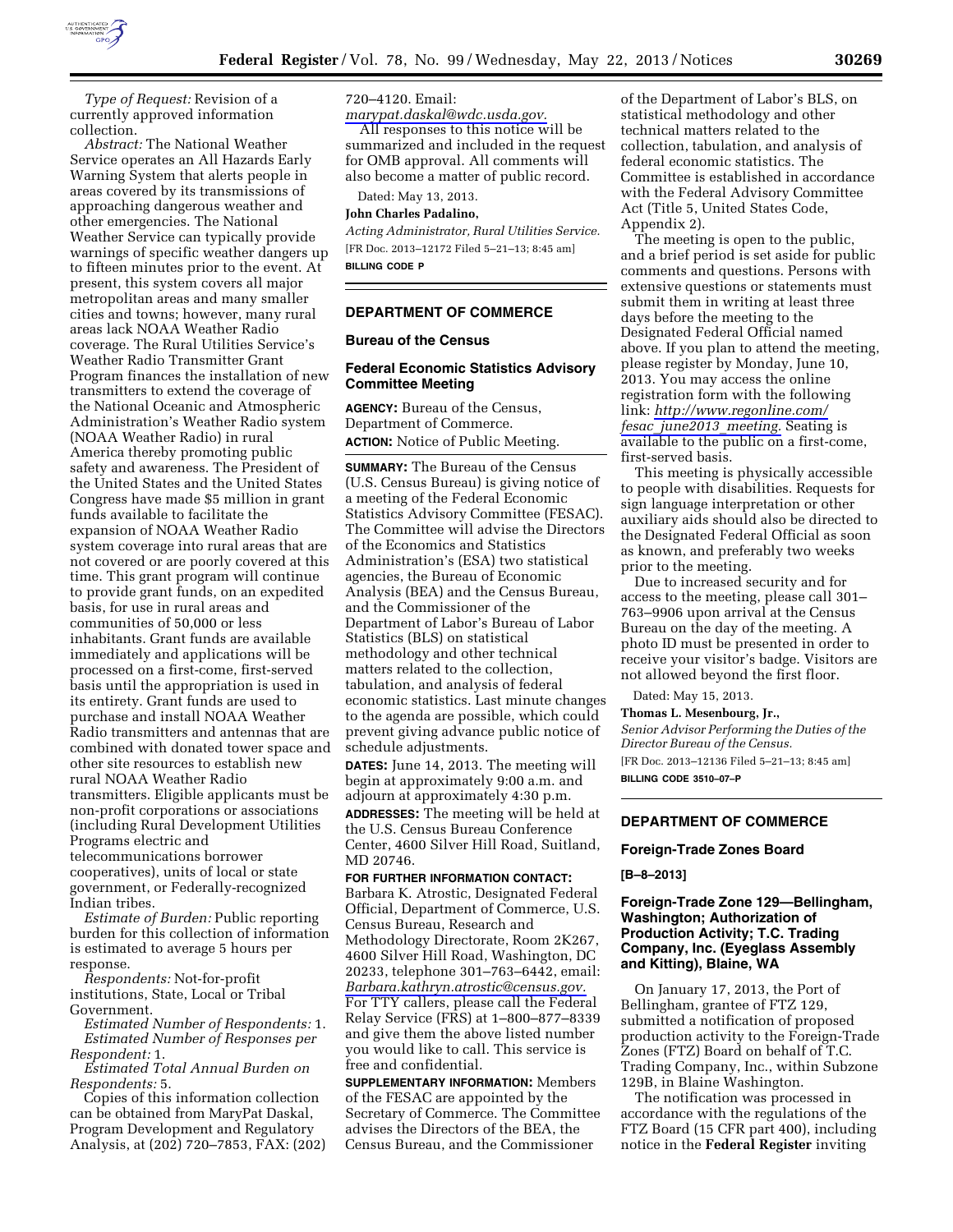*Type of Request:* Revision of a currently approved information collection.

*Abstract:* The National Weather Service operates an All Hazards Early Warning System that alerts people in areas covered by its transmissions of approaching dangerous weather and other emergencies. The National Weather Service can typically provide warnings of specific weather dangers up to fifteen minutes prior to the event. At present, this system covers all major metropolitan areas and many smaller cities and towns; however, many rural areas lack NOAA Weather Radio coverage. The Rural Utilities Service's Weather Radio Transmitter Grant Program finances the installation of new transmitters to extend the coverage of the National Oceanic and Atmospheric Administration's Weather Radio system (NOAA Weather Radio) in rural America thereby promoting public safety and awareness. The President of the United States and the United States Congress have made $5 million in grant funds available to facilitate the expansion of NOAA Weather Radio system coverage into rural areas that are not covered or are poorly covered at this time. This grant program will continue to provide grant funds, on an expedited basis, for use in rural areas and communities of 50,000 or less inhabitants. Grant funds are available immediately and applications will be processed on a first-come, first-served basis until the appropriation is used in its entirety. Grant funds are used to purchase and install NOAA Weather Radio transmitters and antennas that are combined with donated tower space and other site resources to establish new rural NOAA Weather Radio transmitters. Eligible applicants must be non-profit corporations or associations (including Rural Development Utilities Programs electric and telecommunications borrower cooperatives), units of local or state government, or Federally-recognized Indian tribes.

*Estimate of Burden:* Public reporting burden for this collection of information is estimated to average 5 hours per response.

*Respondents:* Not-for-profit institutions, State, Local or Tribal Government.

*Estimated Number of Respondents:* 1.

*Estimated Number of Responses per Respondent:* 1.

*Estimated Total Annual Burden on Respondents:* 5.

Copies of this information collection can be obtained from MaryPat Daskal, Program Development and Regulatory Analysis, at (202) 720–7853, FAX: (202) 720–4120. Email: *marypat.daskal@wdc.usda.gov.*

All responses to this notice will be summarized and included in the request for OMB approval. All comments will also become a matter of public record.

Dated: May 13, 2013.

**John Charles Padalino,**

*Acting Administrator, Rural Utilities Service.*

[FR Doc. 2013–12172 Filed 5–21–13; 8:45 am]

**BILLING CODE P**

## DEPARTMENT OF COMMERCE

### Bureau of the Census

### Federal Economic Statistics Advisory Committee Meeting

**AGENCY:** Bureau of the Census, Department of Commerce.

**ACTION:** Notice of Public Meeting.

**SUMMARY:** The Bureau of the Census (U.S. Census Bureau) is giving notice of a meeting of the Federal Economic Statistics Advisory Committee (FESAC). The Committee will advise the Directors of the Economics and Statistics Administration's (ESA) two statistical agencies, the Bureau of Economic Analysis (BEA) and the Census Bureau, and the Commissioner of the Department of Labor's Bureau of Labor Statistics (BLS) on statistical methodology and other technical matters related to the collection, tabulation, and analysis of federal economic statistics. Last minute changes to the agenda are possible, which could prevent giving advance public notice of schedule adjustments.

**DATES:** June 14, 2013. The meeting will begin at approximately 9:00 a.m. and adjourn at approximately 4:30 p.m.

**ADDRESSES:** The meeting will be held at the U.S. Census Bureau Conference Center, 4600 Silver Hill Road, Suitland, MD 20746.

**FOR FURTHER INFORMATION CONTACT:** Barbara K. Atrostic, Designated Federal Official, Department of Commerce, U.S. Census Bureau, Research and Methodology Directorate, Room 2K267, 4600 Silver Hill Road, Washington, DC 20233, telephone 301–763–6442, email: *Barbara.kathryn.atrostic@census.gov.* For TTY callers, please call the Federal Relay Service (FRS) at 1–800–877–8339 and give them the above listed number you would like to call. This service is free and confidential.

**SUPPLEMENTARY INFORMATION:** Members of the FESAC are appointed by the Secretary of Commerce. The Committee advises the Directors of the BEA, the Census Bureau, and the Commissioner of the Department of Labor's BLS, on statistical methodology and other technical matters related to the collection, tabulation, and analysis of federal economic statistics. The Committee is established in accordance with the Federal Advisory Committee Act (Title 5, United States Code, Appendix 2).

The meeting is open to the public, and a brief period is set aside for public comments and questions. Persons with extensive questions or statements must submit them in writing at least three days before the meeting to the Designated Federal Official named above. If you plan to attend the meeting, please register by Monday, June 10, 2013. You may access the online registration form with the following link: *http://www.regonline.com/fesac_june2013_meeting.* Seating is available to the public on a first-come, first-served basis.

This meeting is physically accessible to people with disabilities. Requests for sign language interpretation or other auxiliary aids should also be directed to the Designated Federal Official as soon as known, and preferably two weeks prior to the meeting.

Due to increased security and for access to the meeting, please call 301–763–9906 upon arrival at the Census Bureau on the day of the meeting. A photo ID must be presented in order to receive your visitor's badge. Visitors are not allowed beyond the first floor.

Dated: May 15, 2013.

**Thomas L. Mesenbourg, Jr.,**

*Senior Advisor Performing the Duties of the Director Bureau of the Census.*

[FR Doc. 2013–12136 Filed 5–21–13; 8:45 am]

**BILLING CODE 3510–07–P**

## DEPARTMENT OF COMMERCE

### Foreign-Trade Zones Board

**[B–8–2013]**

### Foreign-Trade Zone 129—Bellingham, Washington; Authorization of Production Activity; T.C. Trading Company, Inc. (Eyeglass Assembly and Kitting), Blaine, WA

On January 17, 2013, the Port of Bellingham, grantee of FTZ 129, submitted a notification of proposed production activity to the Foreign-Trade Zones (FTZ) Board on behalf of T.C. Trading Company, Inc., within Subzone 129B, in Blaine Washington.

The notification was processed in accordance with the regulations of the FTZ Board (15 CFR part 400), including notice in the **Federal Register** inviting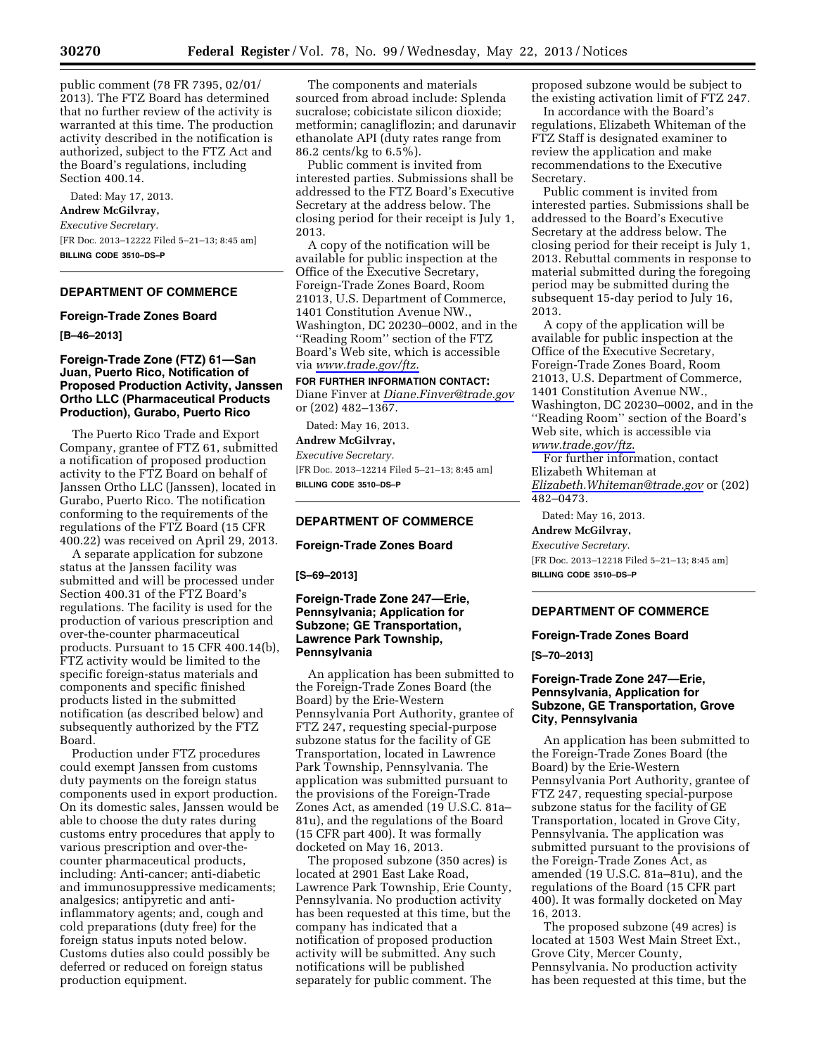public comment (78 FR 7395, 02/01/2013). The FTZ Board has determined that no further review of the activity is warranted at this time. The production activity described in the notification is authorized, subject to the FTZ Act and the Board's regulations, including Section 400.14.

Dated: May 17, 2013.

**Andrew McGilvray,**

*Executive Secretary.*

[FR Doc. 2013–12222 Filed 5–21–13; 8:45 am]

**BILLING CODE 3510–DS–P**

## DEPARTMENT OF COMMERCE

### Foreign-Trade Zones Board

**[B–46–2013]**

### Foreign-Trade Zone (FTZ) 61—San Juan, Puerto Rico, Notification of Proposed Production Activity, Janssen Ortho LLC (Pharmaceutical Products Production), Gurabo, Puerto Rico

The Puerto Rico Trade and Export Company, grantee of FTZ 61, submitted a notification of proposed production activity to the FTZ Board on behalf of Janssen Ortho LLC (Janssen), located in Gurabo, Puerto Rico. The notification conforming to the requirements of the regulations of the FTZ Board (15 CFR 400.22) was received on April 29, 2013.

A separate application for subzone status at the Janssen facility was submitted and will be processed under Section 400.31 of the FTZ Board's regulations. The facility is used for the production of various prescription and over-the-counter pharmaceutical products. Pursuant to 15 CFR 400.14(b), FTZ activity would be limited to the specific foreign-status materials and components and specific finished products listed in the submitted notification (as described below) and subsequently authorized by the FTZ Board.

Production under FTZ procedures could exempt Janssen from customs duty payments on the foreign status components used in export production. On its domestic sales, Janssen would be able to choose the duty rates during customs entry procedures that apply to various prescription and over-the-counter pharmaceutical products, including: Anti-cancer; anti-diabetic and immunosuppressive medicaments; analgesics; antipyretic and anti-inflammatory agents; and, cough and cold preparations (duty free) for the foreign status inputs noted below. Customs duties also could possibly be deferred or reduced on foreign status production equipment.

The components and materials sourced from abroad include: Splenda sucralose; cobicistate silicon dioxide; metformin; canagliflozin; and darunavir ethanolate API (duty rates range from 86.2 cents/kg to 6.5%).

Public comment is invited from interested parties. Submissions shall be addressed to the FTZ Board's Executive Secretary at the address below. The closing period for their receipt is July 1, 2013.

A copy of the notification will be available for public inspection at the Office of the Executive Secretary, Foreign-Trade Zones Board, Room 21013, U.S. Department of Commerce, 1401 Constitution Avenue NW., Washington, DC 20230–0002, and in the ''Reading Room'' section of the FTZ Board's Web site, which is accessible via *www.trade.gov/ftz.*

**FOR FURTHER INFORMATION CONTACT:** Diane Finver at *Diane.Finver@trade.gov* or (202) 482–1367.

Dated: May 16, 2013.

**Andrew McGilvray,**

*Executive Secretary.*

[FR Doc. 2013–12214 Filed 5–21–13; 8:45 am]

**BILLING CODE 3510–DS–P**

## DEPARTMENT OF COMMERCE

### Foreign-Trade Zones Board

**[S–69–2013]**

### Foreign-Trade Zone 247—Erie, Pennsylvania; Application for Subzone; GE Transportation, Lawrence Park Township, Pennsylvania

An application has been submitted to the Foreign-Trade Zones Board (the Board) by the Erie-Western Pennsylvania Port Authority, grantee of FTZ 247, requesting special-purpose subzone status for the facility of GE Transportation, located in Lawrence Park Township, Pennsylvania. The application was submitted pursuant to the provisions of the Foreign-Trade Zones Act, as amended (19 U.S.C. 81a–81u), and the regulations of the Board (15 CFR part 400). It was formally docketed on May 16, 2013.

The proposed subzone (350 acres) is located at 2901 East Lake Road, Lawrence Park Township, Erie County, Pennsylvania. No production activity has been requested at this time, but the company has indicated that a notification of proposed production activity will be submitted. Any such notifications will be published separately for public comment. The proposed subzone would be subject to the existing activation limit of FTZ 247.

In accordance with the Board's regulations, Elizabeth Whiteman of the FTZ Staff is designated examiner to review the application and make recommendations to the Executive Secretary.

Public comment is invited from interested parties. Submissions shall be addressed to the Board's Executive Secretary at the address below. The closing period for their receipt is July 1, 2013. Rebuttal comments in response to material submitted during the foregoing period may be submitted during the subsequent 15-day period to July 16, 2013.

A copy of the application will be available for public inspection at the Office of the Executive Secretary, Foreign-Trade Zones Board, Room 21013, U.S. Department of Commerce, 1401 Constitution Avenue NW., Washington, DC 20230–0002, and in the ''Reading Room'' section of the Board's Web site, which is accessible via *www.trade.gov/ftz.*

For further information, contact Elizabeth Whiteman at *Elizabeth.Whiteman@trade.gov* or (202) 482–0473.

Dated: May 16, 2013.

**Andrew McGilvray,**

*Executive Secretary.*

[FR Doc. 2013–12218 Filed 5–21–13; 8:45 am]

**BILLING CODE 3510–DS–P**

## DEPARTMENT OF COMMERCE

### Foreign-Trade Zones Board

**[S–70–2013]**

### Foreign-Trade Zone 247—Erie, Pennsylvania, Application for Subzone, GE Transportation, Grove City, Pennsylvania

An application has been submitted to the Foreign-Trade Zones Board (the Board) by the Erie-Western Pennsylvania Port Authority, grantee of FTZ 247, requesting special-purpose subzone status for the facility of GE Transportation, located in Grove City, Pennsylvania. The application was submitted pursuant to the provisions of the Foreign-Trade Zones Act, as amended (19 U.S.C. 81a–81u), and the regulations of the Board (15 CFR part 400). It was formally docketed on May 16, 2013.

The proposed subzone (49 acres) is located at 1503 West Main Street Ext., Grove City, Mercer County, Pennsylvania. No production activity has been requested at this time, but the